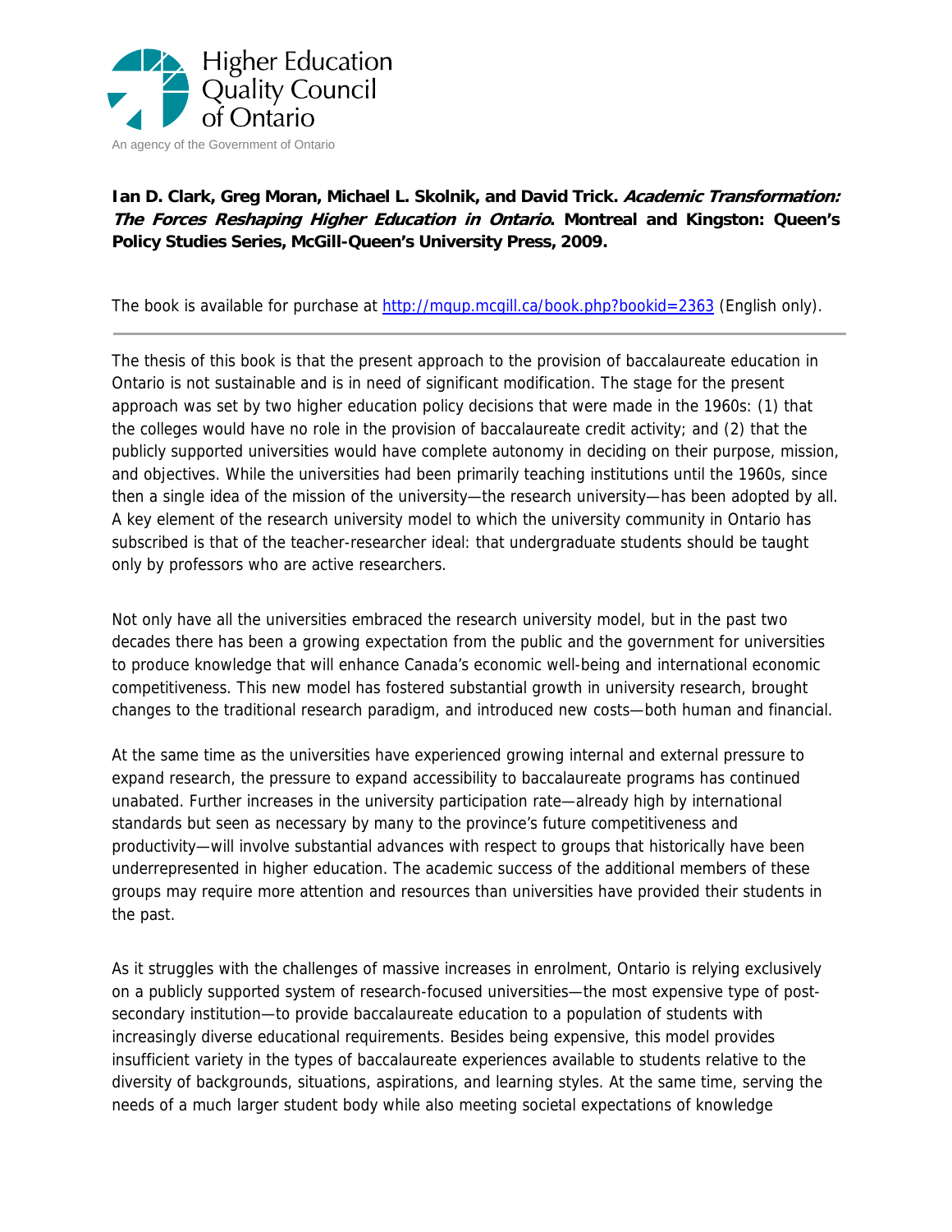Higher Education Quality Council of Ontario

An agency of the Government of Ontario

**Ian D. Clark, Greg Moran, Michael L. Skolnik, and David Trick. *Academic Transformation: The Forces Reshaping Higher Education in Ontario*. Montreal and Kingston: Queen's Policy Studies Series, McGill-Queen's University Press, 2009.**

The book is available for purchase at [http://mqup.mcgill.ca/book.php?bookid=2363](http://mqup.mcgill.ca/book.php?bookid=2363) (English only).

---

The thesis of this book is that the present approach to the provision of baccalaureate education in Ontario is not sustainable and is in need of significant modification. The stage for the present approach was set by two higher education policy decisions that were made in the 1960s: (1) that the colleges would have no role in the provision of baccalaureate credit activity; and (2) that the publicly supported universities would have complete autonomy in deciding on their purpose, mission, and objectives. While the universities had been primarily teaching institutions until the 1960s, since then a single idea of the mission of the university—the research university—has been adopted by all. A key element of the research university model to which the university community in Ontario has subscribed is that of the teacher-researcher ideal: that undergraduate students should be taught only by professors who are active researchers.

Not only have all the universities embraced the research university model, but in the past two decades there has been a growing expectation from the public and the government for universities to produce knowledge that will enhance Canada's economic well-being and international economic competitiveness. This new model has fostered substantial growth in university research, brought changes to the traditional research paradigm, and introduced new costs—both human and financial.

At the same time as the universities have experienced growing internal and external pressure to expand research, the pressure to expand accessibility to baccalaureate programs has continued unabated. Further increases in the university participation rate—already high by international standards but seen as necessary by many to the province's future competitiveness and productivity—will involve substantial advances with respect to groups that historically have been underrepresented in higher education. The academic success of the additional members of these groups may require more attention and resources than universities have provided their students in the past.

As it struggles with the challenges of massive increases in enrolment, Ontario is relying exclusively on a publicly supported system of research-focused universities—the most expensive type of post-secondary institution—to provide baccalaureate education to a population of students with increasingly diverse educational requirements. Besides being expensive, this model provides insufficient variety in the types of baccalaureate experiences available to students relative to the diversity of backgrounds, situations, aspirations, and learning styles. At the same time, serving the needs of a much larger student body while also meeting societal expectations of knowledge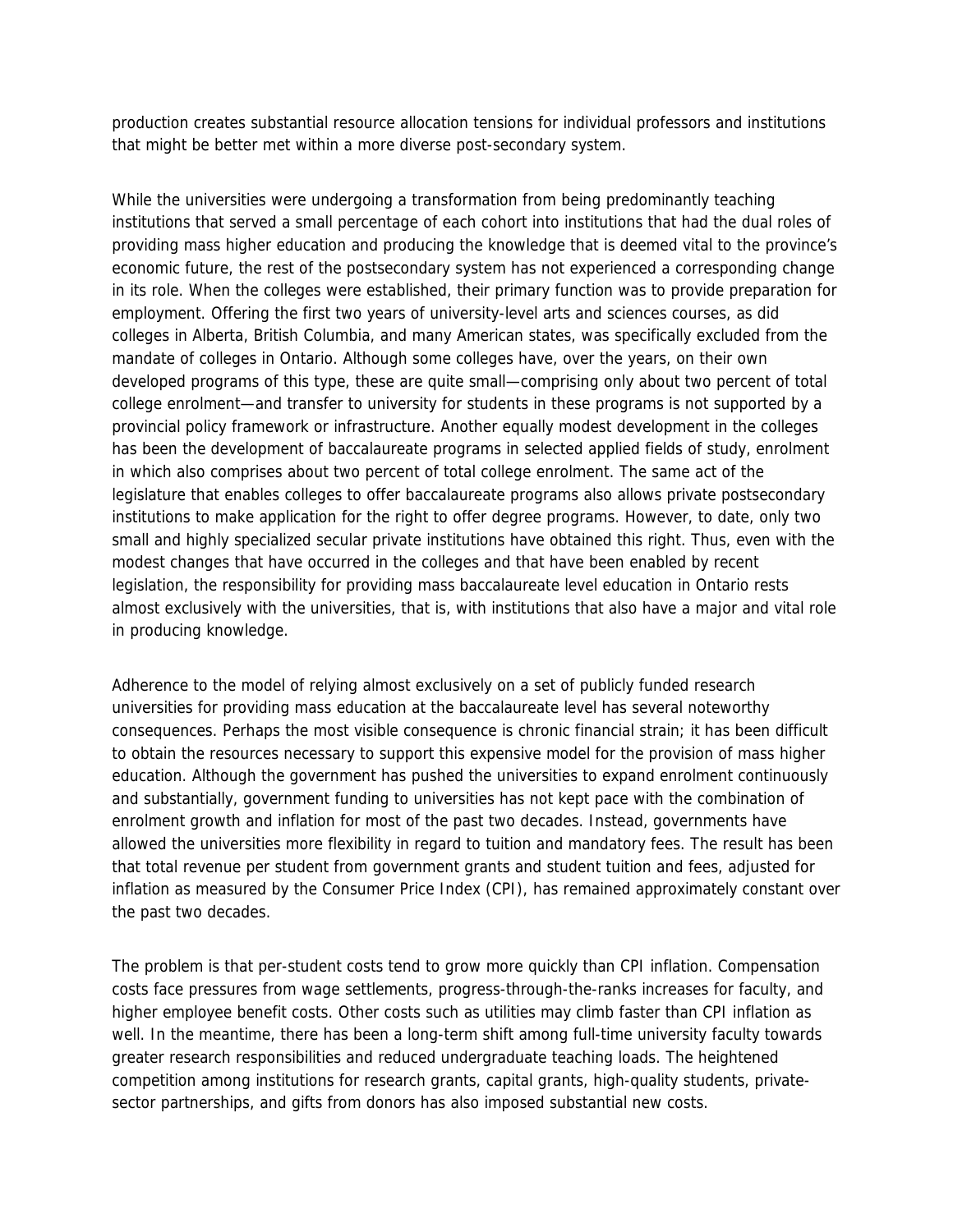production creates substantial resource allocation tensions for individual professors and institutions that might be better met within a more diverse post-secondary system.

While the universities were undergoing a transformation from being predominantly teaching institutions that served a small percentage of each cohort into institutions that had the dual roles of providing mass higher education and producing the knowledge that is deemed vital to the province's economic future, the rest of the postsecondary system has not experienced a corresponding change in its role. When the colleges were established, their primary function was to provide preparation for employment. Offering the first two years of university-level arts and sciences courses, as did colleges in Alberta, British Columbia, and many American states, was specifically excluded from the mandate of colleges in Ontario. Although some colleges have, over the years, on their own developed programs of this type, these are quite small—comprising only about two percent of total college enrolment—and transfer to university for students in these programs is not supported by a provincial policy framework or infrastructure. Another equally modest development in the colleges has been the development of baccalaureate programs in selected applied fields of study, enrolment in which also comprises about two percent of total college enrolment. The same act of the legislature that enables colleges to offer baccalaureate programs also allows private postsecondary institutions to make application for the right to offer degree programs. However, to date, only two small and highly specialized secular private institutions have obtained this right. Thus, even with the modest changes that have occurred in the colleges and that have been enabled by recent legislation, the responsibility for providing mass baccalaureate level education in Ontario rests almost exclusively with the universities, that is, with institutions that also have a major and vital role in producing knowledge.

Adherence to the model of relying almost exclusively on a set of publicly funded research universities for providing mass education at the baccalaureate level has several noteworthy consequences. Perhaps the most visible consequence is chronic financial strain; it has been difficult to obtain the resources necessary to support this expensive model for the provision of mass higher education. Although the government has pushed the universities to expand enrolment continuously and substantially, government funding to universities has not kept pace with the combination of enrolment growth and inflation for most of the past two decades. Instead, governments have allowed the universities more flexibility in regard to tuition and mandatory fees. The result has been that total revenue per student from government grants and student tuition and fees, adjusted for inflation as measured by the Consumer Price Index (CPI), has remained approximately constant over the past two decades.

The problem is that per-student costs tend to grow more quickly than CPI inflation. Compensation costs face pressures from wage settlements, progress-through-the-ranks increases for faculty, and higher employee benefit costs. Other costs such as utilities may climb faster than CPI inflation as well. In the meantime, there has been a long-term shift among full-time university faculty towards greater research responsibilities and reduced undergraduate teaching loads. The heightened competition among institutions for research grants, capital grants, high-quality students, private-sector partnerships, and gifts from donors has also imposed substantial new costs.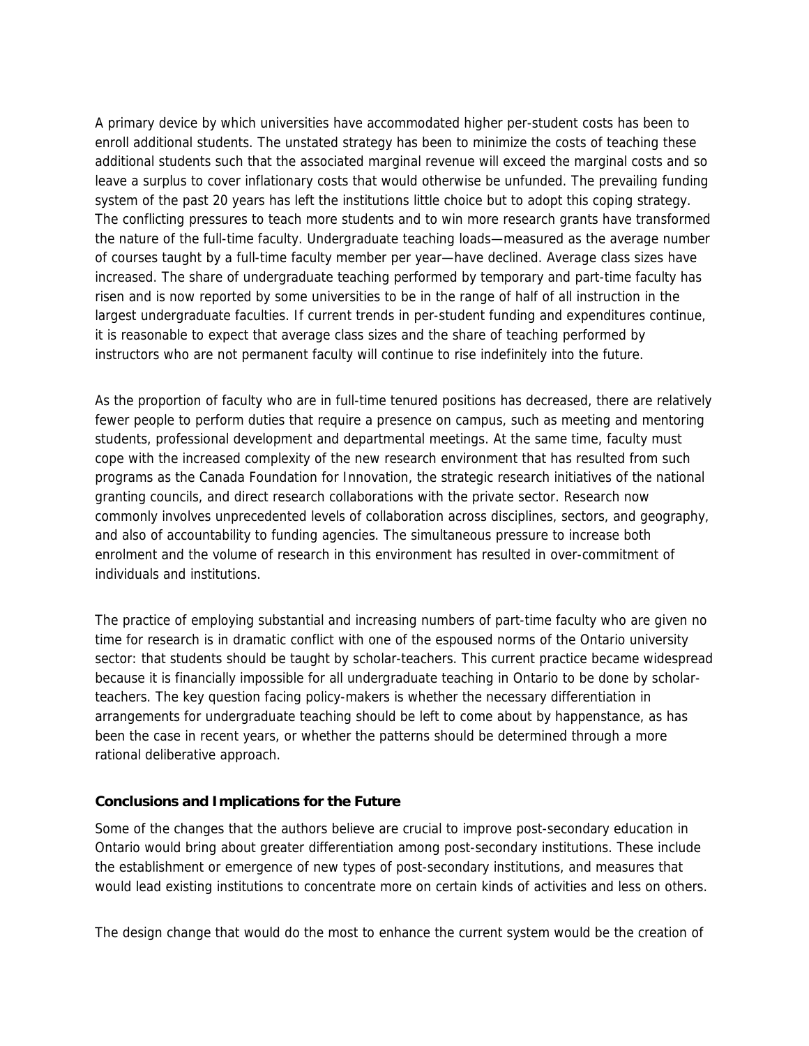A primary device by which universities have accommodated higher per-student costs has been to enroll additional students. The unstated strategy has been to minimize the costs of teaching these additional students such that the associated marginal revenue will exceed the marginal costs and so leave a surplus to cover inflationary costs that would otherwise be unfunded. The prevailing funding system of the past 20 years has left the institutions little choice but to adopt this coping strategy. The conflicting pressures to teach more students and to win more research grants have transformed the nature of the full-time faculty. Undergraduate teaching loads—measured as the average number of courses taught by a full-time faculty member per year—have declined. Average class sizes have increased. The share of undergraduate teaching performed by temporary and part-time faculty has risen and is now reported by some universities to be in the range of half of all instruction in the largest undergraduate faculties. If current trends in per-student funding and expenditures continue, it is reasonable to expect that average class sizes and the share of teaching performed by instructors who are not permanent faculty will continue to rise indefinitely into the future.

As the proportion of faculty who are in full-time tenured positions has decreased, there are relatively fewer people to perform duties that require a presence on campus, such as meeting and mentoring students, professional development and departmental meetings. At the same time, faculty must cope with the increased complexity of the new research environment that has resulted from such programs as the Canada Foundation for Innovation, the strategic research initiatives of the national granting councils, and direct research collaborations with the private sector. Research now commonly involves unprecedented levels of collaboration across disciplines, sectors, and geography, and also of accountability to funding agencies. The simultaneous pressure to increase both enrolment and the volume of research in this environment has resulted in over-commitment of individuals and institutions.

The practice of employing substantial and increasing numbers of part-time faculty who are given no time for research is in dramatic conflict with one of the espoused norms of the Ontario university sector: that students should be taught by scholar-teachers. This current practice became widespread because it is financially impossible for all undergraduate teaching in Ontario to be done by scholar-teachers. The key question facing policy-makers is whether the necessary differentiation in arrangements for undergraduate teaching should be left to come about by happenstance, as has been the case in recent years, or whether the patterns should be determined through a more rational deliberative approach.

### Conclusions and Implications for the Future

Some of the changes that the authors believe are crucial to improve post-secondary education in Ontario would bring about greater differentiation among post-secondary institutions. These include the establishment or emergence of new types of post-secondary institutions, and measures that would lead existing institutions to concentrate more on certain kinds of activities and less on others.

The design change that would do the most to enhance the current system would be the creation of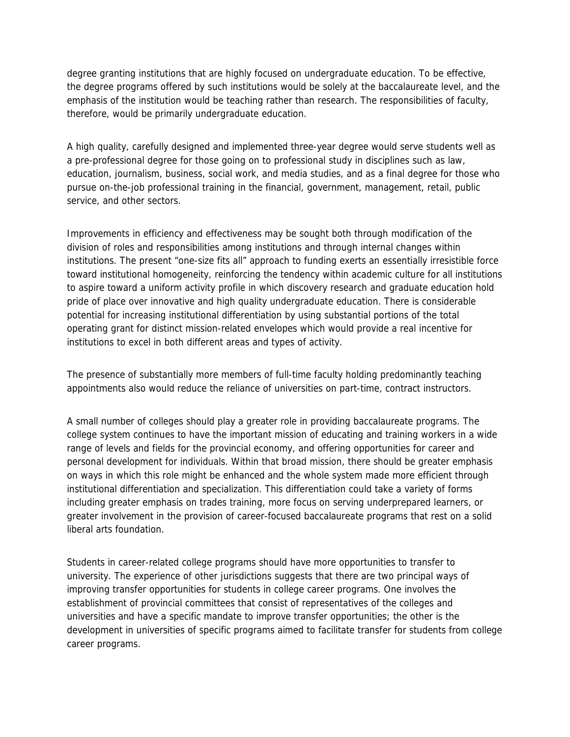degree granting institutions that are highly focused on undergraduate education. To be effective, the degree programs offered by such institutions would be solely at the baccalaureate level, and the emphasis of the institution would be teaching rather than research. The responsibilities of faculty, therefore, would be primarily undergraduate education.

A high quality, carefully designed and implemented three-year degree would serve students well as a pre-professional degree for those going on to professional study in disciplines such as law, education, journalism, business, social work, and media studies, and as a final degree for those who pursue on-the-job professional training in the financial, government, management, retail, public service, and other sectors.

Improvements in efficiency and effectiveness may be sought both through modification of the division of roles and responsibilities among institutions and through internal changes within institutions. The present "one-size fits all" approach to funding exerts an essentially irresistible force toward institutional homogeneity, reinforcing the tendency within academic culture for all institutions to aspire toward a uniform activity profile in which discovery research and graduate education hold pride of place over innovative and high quality undergraduate education. There is considerable potential for increasing institutional differentiation by using substantial portions of the total operating grant for distinct mission-related envelopes which would provide a real incentive for institutions to excel in both different areas and types of activity.

The presence of substantially more members of full-time faculty holding predominantly teaching appointments also would reduce the reliance of universities on part-time, contract instructors.

A small number of colleges should play a greater role in providing baccalaureate programs. The college system continues to have the important mission of educating and training workers in a wide range of levels and fields for the provincial economy, and offering opportunities for career and personal development for individuals. Within that broad mission, there should be greater emphasis on ways in which this role might be enhanced and the whole system made more efficient through institutional differentiation and specialization. This differentiation could take a variety of forms including greater emphasis on trades training, more focus on serving underprepared learners, or greater involvement in the provision of career-focused baccalaureate programs that rest on a solid liberal arts foundation.

Students in career-related college programs should have more opportunities to transfer to university. The experience of other jurisdictions suggests that there are two principal ways of improving transfer opportunities for students in college career programs. One involves the establishment of provincial committees that consist of representatives of the colleges and universities and have a specific mandate to improve transfer opportunities; the other is the development in universities of specific programs aimed to facilitate transfer for students from college career programs.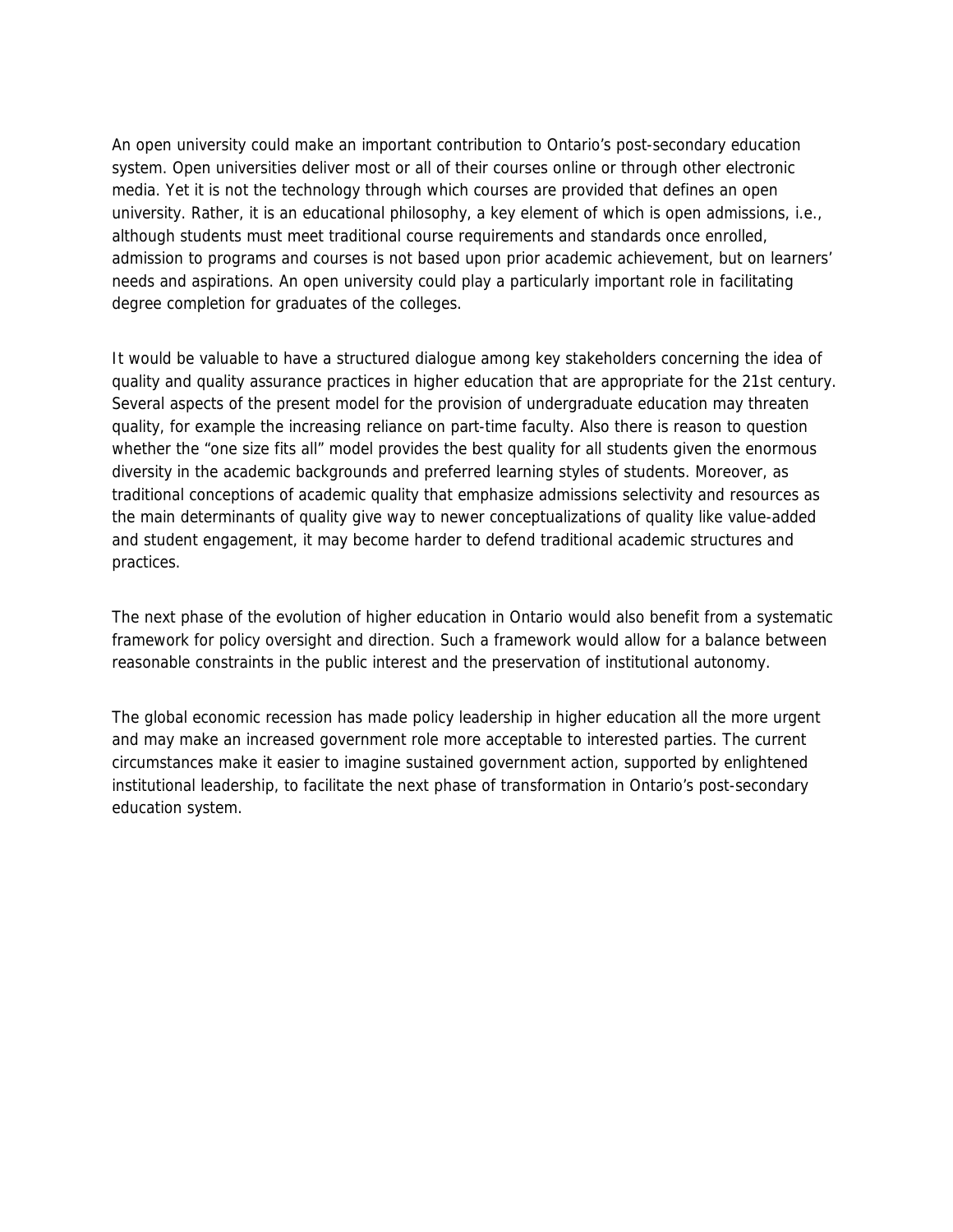An open university could make an important contribution to Ontario's post-secondary education system. Open universities deliver most or all of their courses online or through other electronic media. Yet it is not the technology through which courses are provided that defines an open university. Rather, it is an educational philosophy, a key element of which is open admissions, i.e., although students must meet traditional course requirements and standards once enrolled, admission to programs and courses is not based upon prior academic achievement, but on learners' needs and aspirations. An open university could play a particularly important role in facilitating degree completion for graduates of the colleges.

It would be valuable to have a structured dialogue among key stakeholders concerning the idea of quality and quality assurance practices in higher education that are appropriate for the 21st century. Several aspects of the present model for the provision of undergraduate education may threaten quality, for example the increasing reliance on part-time faculty. Also there is reason to question whether the "one size fits all" model provides the best quality for all students given the enormous diversity in the academic backgrounds and preferred learning styles of students. Moreover, as traditional conceptions of academic quality that emphasize admissions selectivity and resources as the main determinants of quality give way to newer conceptualizations of quality like value-added and student engagement, it may become harder to defend traditional academic structures and practices.

The next phase of the evolution of higher education in Ontario would also benefit from a systematic framework for policy oversight and direction. Such a framework would allow for a balance between reasonable constraints in the public interest and the preservation of institutional autonomy.

The global economic recession has made policy leadership in higher education all the more urgent and may make an increased government role more acceptable to interested parties. The current circumstances make it easier to imagine sustained government action, supported by enlightened institutional leadership, to facilitate the next phase of transformation in Ontario's post-secondary education system.